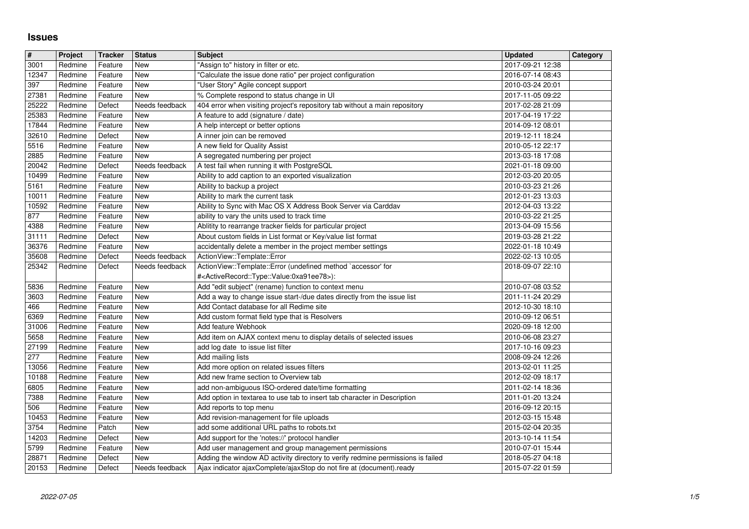# Issues

| # | Project | Tracker | Status | Subject | Updated | Category |
|---|---|---|---|---|---|---|
| 3001 | Redmine | Feature | New | "Assign to" history in filter or etc. | 2017-09-21 12:38 | |
| 12347 | Redmine | Feature | New | "Calculate the issue done ratio" per project configuration | 2016-07-14 08:43 | |
| 397 | Redmine | Feature | New | "User Story" Agile concept support | 2010-03-24 20:01 | |
| 27381 | Redmine | Feature | New | % Complete respond to status change in UI | 2017-11-05 09:22 | |
| 25222 | Redmine | Defect | Needs feedback | 404 error when visiting project's repository tab without a main repository | 2017-02-28 21:09 | |
| 25383 | Redmine | Feature | New | A feature to add (signature / date) | 2017-04-19 17:22 | |
| 17844 | Redmine | Feature | New | A help intercept or better options | 2014-09-12 08:01 | |
| 32610 | Redmine | Defect | New | A inner join can be removed | 2019-12-11 18:24 | |
| 5516 | Redmine | Feature | New | A new field for Quality Assist | 2010-05-12 22:17 | |
| 2885 | Redmine | Feature | New | A segregated numbering per project | 2013-03-18 17:08 | |
| 20042 | Redmine | Defect | Needs feedback | A test fail when running it with PostgreSQL | 2021-01-18 09:00 | |
| 10499 | Redmine | Feature | New | Ability to add caption to an exported visualization | 2012-03-20 20:05 | |
| 5161 | Redmine | Feature | New | Ability to backup a project | 2010-03-23 21:26 | |
| 10011 | Redmine | Feature | New | Ability to mark the current task | 2012-01-23 13:03 | |
| 10592 | Redmine | Feature | New | Ability to Sync with Mac OS X Address Book Server via Carddav | 2012-04-03 13:22 | |
| 877 | Redmine | Feature | New | ability to vary the units used to track time | 2010-03-22 21:25 | |
| 4388 | Redmine | Feature | New | Ablitity to rearrange tracker fields for particular project | 2013-04-09 15:56 | |
| 31111 | Redmine | Defect | New | About custom fields in List format or Key/value list format | 2019-03-28 21:22 | |
| 36376 | Redmine | Feature | New | accidentally delete a member in the project member settings | 2022-01-18 10:49 | |
| 35608 | Redmine | Defect | Needs feedback | ActionView::Template::Error | 2022-02-13 10:05 | |
| 25342 | Redmine | Defect | Needs feedback | ActionView::Template::Error (undefined method `accessor' for #<ActiveRecord::Type::Value:0xa91ee78>): | 2018-09-07 22:10 | |
| 5836 | Redmine | Feature | New | Add "edit subject" (rename) function to context menu | 2010-07-08 03:52 | |
| 3603 | Redmine | Feature | New | Add a way to change issue start-/due dates directly from the issue list | 2011-11-24 20:29 | |
| 466 | Redmine | Feature | New | Add Contact database for all Redime site | 2012-10-30 18:10 | |
| 6369 | Redmine | Feature | New | Add custom format field type that is Resolvers | 2010-09-12 06:51 | |
| 31006 | Redmine | Feature | New | Add feature Webhook | 2020-09-18 12:00 | |
| 5658 | Redmine | Feature | New | Add item on AJAX context menu to display details of selected issues | 2010-06-08 23:27 | |
| 27199 | Redmine | Feature | New | add log date to issue list filter | 2017-10-16 09:23 | |
| 277 | Redmine | Feature | New | Add mailing lists | 2008-09-24 12:26 | |
| 13056 | Redmine | Feature | New | Add more option on related issues filters | 2013-02-01 11:25 | |
| 10188 | Redmine | Feature | New | Add new frame section to Overview tab | 2012-02-09 18:17 | |
| 6805 | Redmine | Feature | New | add non-ambiguous ISO-ordered date/time formatting | 2011-02-14 18:36 | |
| 7388 | Redmine | Feature | New | Add option in textarea to use tab to insert tab character in Description | 2011-01-20 13:24 | |
| 506 | Redmine | Feature | New | Add reports to top menu | 2016-09-12 20:15 | |
| 10453 | Redmine | Feature | New | Add revision-management for file uploads | 2012-03-15 15:48 | |
| 3754 | Redmine | Patch | New | add some additional URL paths to robots.txt | 2015-02-04 20:35 | |
| 14203 | Redmine | Defect | New | Add support for the 'notes://' protocol handler | 2013-10-14 11:54 | |
| 5799 | Redmine | Feature | New | Add user management and group management permissions | 2010-07-01 15:44 | |
| 28871 | Redmine | Defect | New | Adding the window AD activity directory to verify redmine permissions is failed | 2018-05-27 04:18 | |
| 20153 | Redmine | Defect | Needs feedback | Ajax indicator ajaxComplete/ajaxStop do not fire at (document).ready | 2015-07-22 01:59 | |

2022-07-05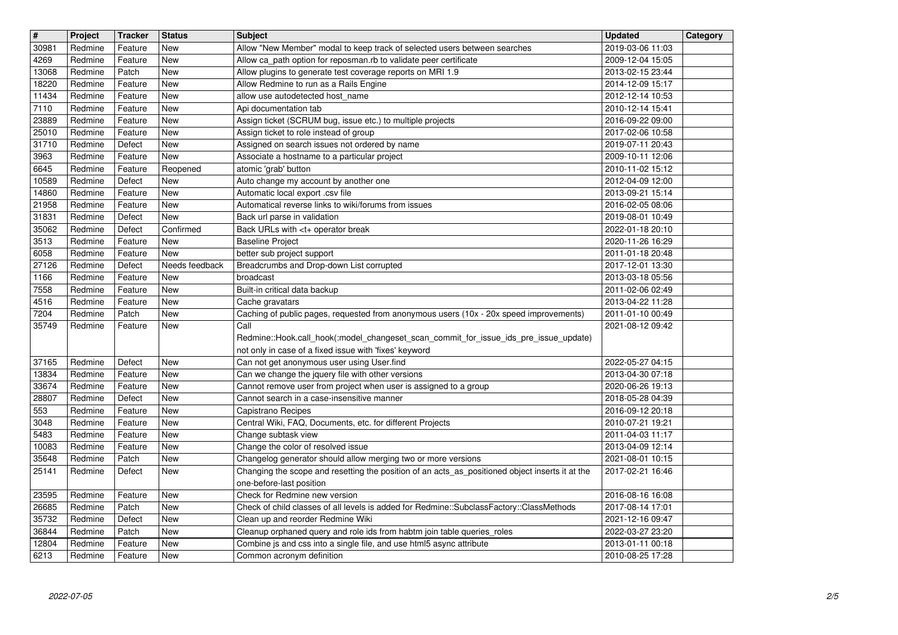| # | Project | Tracker | Status | Subject | Updated | Category |
|---|---|---|---|---|---|---|
| 30981 | Redmine | Feature | New | Allow "New Member" modal to keep track of selected users between searches | 2019-03-06 11:03 | |
| 4269 | Redmine | Feature | New | Allow ca_path option for reposman.rb to validate peer certificate | 2009-12-04 15:05 | |
| 13068 | Redmine | Patch | New | Allow plugins to generate test coverage reports on MRI 1.9 | 2013-02-15 23:44 | |
| 18220 | Redmine | Feature | New | Allow Redmine to run as a Rails Engine | 2014-12-09 15:17 | |
| 11434 | Redmine | Feature | New | allow use autodetected host_name | 2012-12-14 10:53 | |
| 7110 | Redmine | Feature | New | Api documentation tab | 2010-12-14 15:41 | |
| 23889 | Redmine | Feature | New | Assign ticket (SCRUM bug, issue etc.) to multiple projects | 2016-09-22 09:00 | |
| 25010 | Redmine | Feature | New | Assign ticket to role instead of group | 2017-02-06 10:58 | |
| 31710 | Redmine | Defect | New | Assigned on search issues not ordered by name | 2019-07-11 20:43 | |
| 3963 | Redmine | Feature | New | Associate a hostname to a particular project | 2009-10-11 12:06 | |
| 6645 | Redmine | Feature | Reopened | atomic 'grab' button | 2010-11-02 15:12 | |
| 10589 | Redmine | Defect | New | Auto change my account by another one | 2012-04-09 12:00 | |
| 14860 | Redmine | Feature | New | Automatic local export .csv file | 2013-09-21 15:14 | |
| 21958 | Redmine | Feature | New | Automatical reverse links to wiki/forums from issues | 2016-02-05 08:06 | |
| 31831 | Redmine | Defect | New | Back url parse in validation | 2019-08-01 10:49 | |
| 35062 | Redmine | Defect | Confirmed | Back URLs with <t+ operator break | 2022-01-18 20:10 | |
| 3513 | Redmine | Feature | New | Baseline Project | 2020-11-26 16:29 | |
| 6058 | Redmine | Feature | New | better sub project support | 2011-01-18 20:48 | |
| 27126 | Redmine | Defect | Needs feedback | Breadcrumbs and Drop-down List corrupted | 2017-12-01 13:30 | |
| 1166 | Redmine | Feature | New | broadcast | 2013-03-18 05:56 | |
| 7558 | Redmine | Feature | New | Built-in critical data backup | 2011-02-06 02:49 | |
| 4516 | Redmine | Feature | New | Cache gravatars | 2013-04-22 11:28 | |
| 7204 | Redmine | Patch | New | Caching of public pages, requested from anonymous users (10x - 20x speed improvements) | 2011-01-10 00:49 | |
| 35749 | Redmine | Feature | New | Call Redmine::Hook.call_hook(:model_changeset_scan_commit_for_issue_ids_pre_issue_update) not only in case of a fixed issue with 'fixes' keyword | 2021-08-12 09:42 | |
| 37165 | Redmine | Defect | New | Can not get anonymous user using User.find | 2022-05-27 04:15 | |
| 13834 | Redmine | Feature | New | Can we change the jquery file with other versions | 2013-04-30 07:18 | |
| 33674 | Redmine | Feature | New | Cannot remove user from project when user is assigned to a group | 2020-06-26 19:13 | |
| 28807 | Redmine | Defect | New | Cannot search in a case-insensitive manner | 2018-05-28 04:39 | |
| 553 | Redmine | Feature | New | Capistrano Recipes | 2016-09-12 20:18 | |
| 3048 | Redmine | Feature | New | Central Wiki, FAQ, Documents, etc. for different Projects | 2010-07-21 19:21 | |
| 5483 | Redmine | Feature | New | Change subtask view | 2011-04-03 11:17 | |
| 10083 | Redmine | Feature | New | Change the color of resolved issue | 2013-04-09 12:14 | |
| 35648 | Redmine | Patch | New | Changelog generator should allow merging two or more versions | 2021-08-01 10:15 | |
| 25141 | Redmine | Defect | New | Changing the scope and resetting the position of an acts_as_positioned object inserts it at the one-before-last position | 2017-02-21 16:46 | |
| 23595 | Redmine | Feature | New | Check for Redmine new version | 2016-08-16 16:08 | |
| 26685 | Redmine | Patch | New | Check of child classes of all levels is added for Redmine::SubclassFactory::ClassMethods | 2017-08-14 17:01 | |
| 35732 | Redmine | Defect | New | Clean up and reorder Redmine Wiki | 2021-12-16 09:47 | |
| 36844 | Redmine | Patch | New | Cleanup orphaned query and role ids from habtm join table queries_roles | 2022-03-27 23:20 | |
| 12804 | Redmine | Feature | New | Combine js and css into a single file, and use html5 async attribute | 2013-01-11 00:18 | |
| 6213 | Redmine | Feature | New | Common acronym definition | 2010-08-25 17:28 | |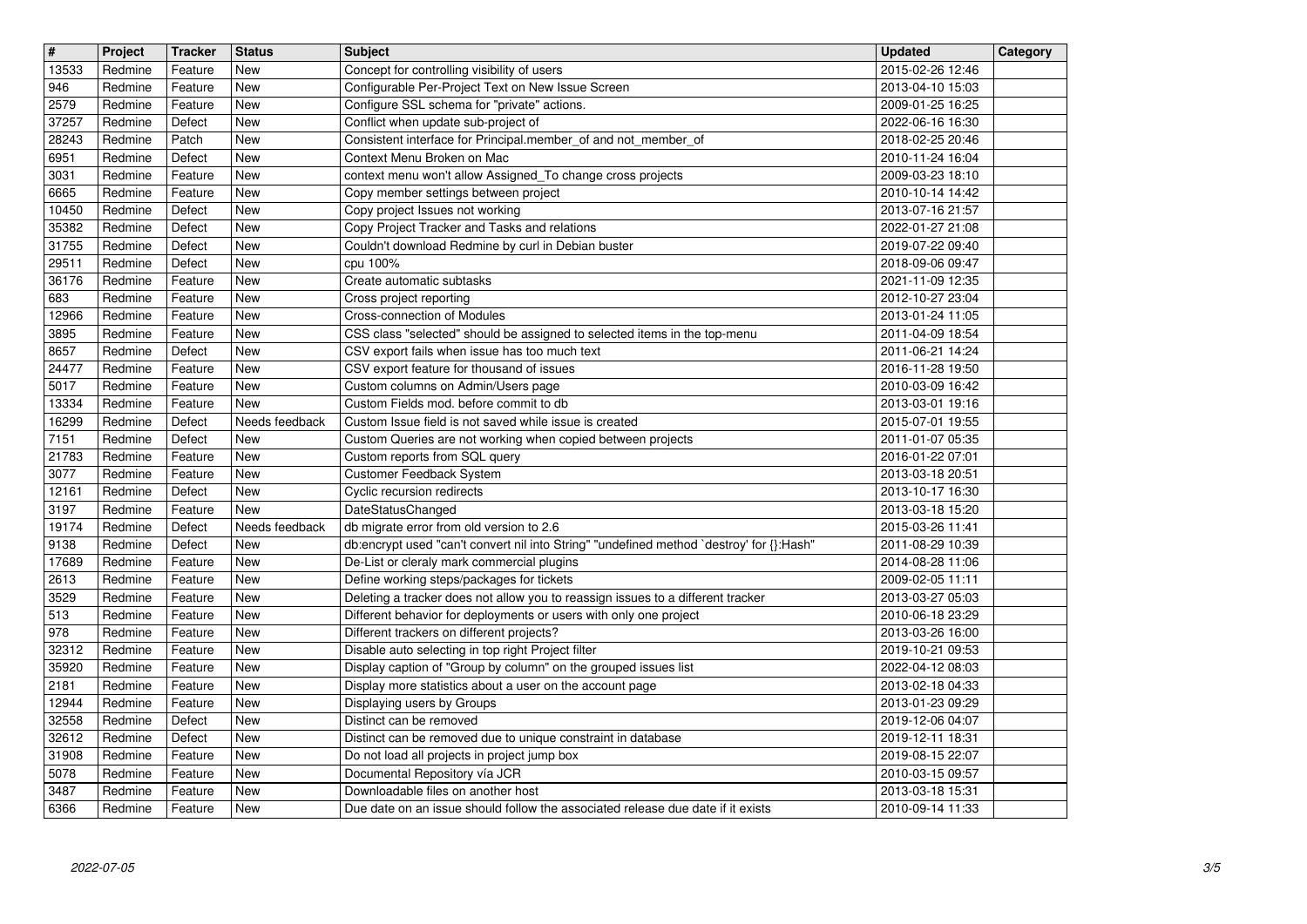| # | Project | Tracker | Status | Subject | Updated | Category |
|---|---|---|---|---|---|---|
| 13533 | Redmine | Feature | New | Concept for controlling visibility of users | 2015-02-26 12:46 | |
| 946 | Redmine | Feature | New | Configurable Per-Project Text on New Issue Screen | 2013-04-10 15:03 | |
| 2579 | Redmine | Feature | New | Configure SSL schema for "private" actions. | 2009-01-25 16:25 | |
| 37257 | Redmine | Defect | New | Conflict when update sub-project of | 2022-06-16 16:30 | |
| 28243 | Redmine | Patch | New | Consistent interface for Principal.member_of and not_member_of | 2018-02-25 20:46 | |
| 6951 | Redmine | Defect | New | Context Menu Broken on Mac | 2010-11-24 16:04 | |
| 3031 | Redmine | Feature | New | context menu won't allow Assigned_To change cross projects | 2009-03-23 18:10 | |
| 6665 | Redmine | Feature | New | Copy member settings between project | 2010-10-14 14:42 | |
| 10450 | Redmine | Defect | New | Copy project Issues not working | 2013-07-16 21:57 | |
| 35382 | Redmine | Defect | New | Copy Project Tracker and Tasks and relations | 2022-01-27 21:08 | |
| 31755 | Redmine | Defect | New | Couldn't download Redmine by curl in Debian buster | 2019-07-22 09:40 | |
| 29511 | Redmine | Defect | New | cpu 100% | 2018-09-06 09:47 | |
| 36176 | Redmine | Feature | New | Create automatic subtasks | 2021-11-09 12:35 | |
| 683 | Redmine | Feature | New | Cross project reporting | 2012-10-27 23:04 | |
| 12966 | Redmine | Feature | New | Cross-connection of Modules | 2013-01-24 11:05 | |
| 3895 | Redmine | Feature | New | CSS class "selected" should be assigned to selected items in the top-menu | 2011-04-09 18:54 | |
| 8657 | Redmine | Defect | New | CSV export fails when issue has too much text | 2011-06-21 14:24 | |
| 24477 | Redmine | Feature | New | CSV export feature for thousand of issues | 2016-11-28 19:50 | |
| 5017 | Redmine | Feature | New | Custom columns on Admin/Users page | 2010-03-09 16:42 | |
| 13334 | Redmine | Feature | New | Custom Fields mod. before commit to db | 2013-03-01 19:16 | |
| 16299 | Redmine | Defect | Needs feedback | Custom Issue field is not saved while issue is created | 2015-07-01 19:55 | |
| 7151 | Redmine | Defect | New | Custom Queries are not working when copied between projects | 2011-01-07 05:35 | |
| 21783 | Redmine | Feature | New | Custom reports from SQL query | 2016-01-22 07:01 | |
| 3077 | Redmine | Feature | New | Customer Feedback System | 2013-03-18 20:51 | |
| 12161 | Redmine | Defect | New | Cyclic recursion redirects | 2013-10-17 16:30 | |
| 3197 | Redmine | Feature | New | DateStatusChanged | 2013-03-18 15:20 | |
| 19174 | Redmine | Defect | Needs feedback | db migrate error from old version to 2.6 | 2015-03-26 11:41 | |
| 9138 | Redmine | Defect | New | db:encrypt used "can't convert nil into String" "undefined method `destroy' for {}:Hash" | 2011-08-29 10:39 | |
| 17689 | Redmine | Feature | New | De-List or cleraly mark commercial plugins | 2014-08-28 11:06 | |
| 2613 | Redmine | Feature | New | Define working steps/packages for tickets | 2009-02-05 11:11 | |
| 3529 | Redmine | Feature | New | Deleting a tracker does not allow you to reassign issues to a different tracker | 2013-03-27 05:03 | |
| 513 | Redmine | Feature | New | Different behavior for deployments or users with only one project | 2010-06-18 23:29 | |
| 978 | Redmine | Feature | New | Different trackers on different projects? | 2013-03-26 16:00 | |
| 32312 | Redmine | Feature | New | Disable auto selecting in top right Project filter | 2019-10-21 09:53 | |
| 35920 | Redmine | Feature | New | Display caption of "Group by column" on the grouped issues list | 2022-04-12 08:03 | |
| 2181 | Redmine | Feature | New | Display more statistics about a user on the account page | 2013-02-18 04:33 | |
| 12944 | Redmine | Feature | New | Displaying users by Groups | 2013-01-23 09:29 | |
| 32558 | Redmine | Defect | New | Distinct can be removed | 2019-12-06 04:07 | |
| 32612 | Redmine | Defect | New | Distinct can be removed due to unique constraint in database | 2019-12-11 18:31 | |
| 31908 | Redmine | Feature | New | Do not load all projects in project jump box | 2019-08-15 22:07 | |
| 5078 | Redmine | Feature | New | Documental Repository vía JCR | 2010-03-15 09:57 | |
| 3487 | Redmine | Feature | New | Downloadable files on another host | 2013-03-18 15:31 | |
| 6366 | Redmine | Feature | New | Due date on an issue should follow the associated release due date if it exists | 2010-09-14 11:33 | |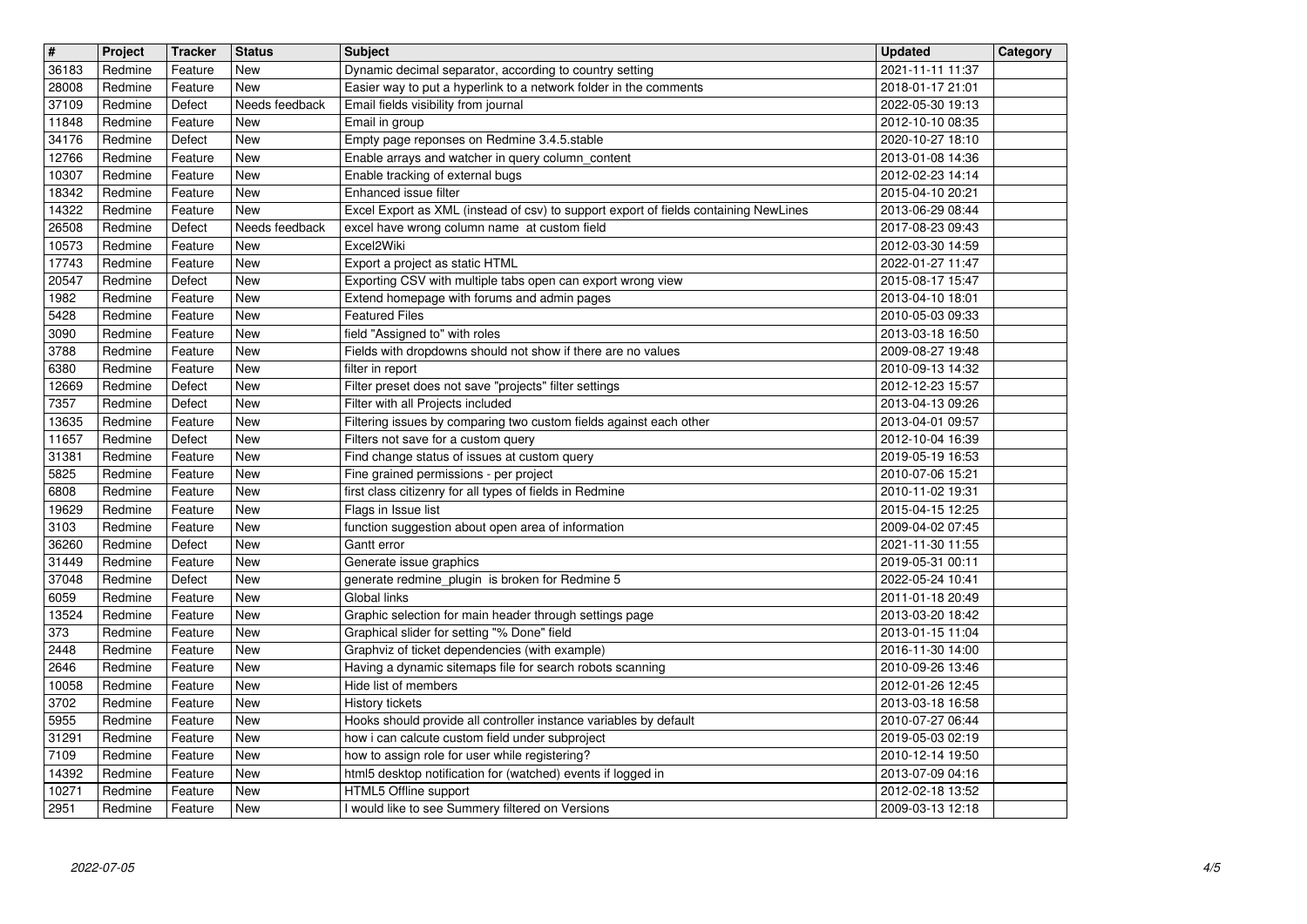| # | Project | Tracker | Status | Subject | Updated | Category |
|---|---|---|---|---|---|---|
| 36183 | Redmine | Feature | New | Dynamic decimal separator, according to country setting | 2021-11-11 11:37 | |
| 28008 | Redmine | Feature | New | Easier way to put a hyperlink to a network folder in the comments | 2018-01-17 21:01 | |
| 37109 | Redmine | Defect | Needs feedback | Email fields visibility from journal | 2022-05-30 19:13 | |
| 11848 | Redmine | Feature | New | Email in group | 2012-10-10 08:35 | |
| 34176 | Redmine | Defect | New | Empty page reponses on Redmine 3.4.5.stable | 2020-10-27 18:10 | |
| 12766 | Redmine | Feature | New | Enable arrays and watcher in query column_content | 2013-01-08 14:36 | |
| 10307 | Redmine | Feature | New | Enable tracking of external bugs | 2012-02-23 14:14 | |
| 18342 | Redmine | Feature | New | Enhanced issue filter | 2015-04-10 20:21 | |
| 14322 | Redmine | Feature | New | Excel Export as XML (instead of csv) to support export of fields containing NewLines | 2013-06-29 08:44 | |
| 26508 | Redmine | Defect | Needs feedback | excel have wrong column name at custom field | 2017-08-23 09:43 | |
| 10573 | Redmine | Feature | New | Excel2Wiki | 2012-03-30 14:59 | |
| 17743 | Redmine | Feature | New | Export a project as static HTML | 2022-01-27 11:47 | |
| 20547 | Redmine | Defect | New | Exporting CSV with multiple tabs open can export wrong view | 2015-08-17 15:47 | |
| 1982 | Redmine | Feature | New | Extend homepage with forums and admin pages | 2013-04-10 18:01 | |
| 5428 | Redmine | Feature | New | Featured Files | 2010-05-03 09:33 | |
| 3090 | Redmine | Feature | New | field "Assigned to" with roles | 2013-03-18 16:50 | |
| 3788 | Redmine | Feature | New | Fields with dropdowns should not show if there are no values | 2009-08-27 19:48 | |
| 6380 | Redmine | Feature | New | filter in report | 2010-09-13 14:32 | |
| 12669 | Redmine | Defect | New | Filter preset does not save "projects" filter settings | 2012-12-23 15:57 | |
| 7357 | Redmine | Defect | New | Filter with all Projects included | 2013-04-13 09:26 | |
| 13635 | Redmine | Feature | New | Filtering issues by comparing two custom fields against each other | 2013-04-01 09:57 | |
| 11657 | Redmine | Defect | New | Filters not save for a custom query | 2012-10-04 16:39 | |
| 31381 | Redmine | Feature | New | Find change status of issues at custom query | 2019-05-19 16:53 | |
| 5825 | Redmine | Feature | New | Fine grained permissions - per project | 2010-07-06 15:21 | |
| 6808 | Redmine | Feature | New | first class citizenry for all types of fields in Redmine | 2010-11-02 19:31 | |
| 19629 | Redmine | Feature | New | Flags in Issue list | 2015-04-15 12:25 | |
| 3103 | Redmine | Feature | New | function suggestion about open area of information | 2009-04-02 07:45 | |
| 36260 | Redmine | Defect | New | Gantt error | 2021-11-30 11:55 | |
| 31449 | Redmine | Feature | New | Generate issue graphics | 2019-05-31 00:11 | |
| 37048 | Redmine | Defect | New | generate redmine_plugin is broken for Redmine 5 | 2022-05-24 10:41 | |
| 6059 | Redmine | Feature | New | Global links | 2011-01-18 20:49 | |
| 13524 | Redmine | Feature | New | Graphic selection for main header through settings page | 2013-03-20 18:42 | |
| 373 | Redmine | Feature | New | Graphical slider for setting "% Done" field | 2013-01-15 11:04 | |
| 2448 | Redmine | Feature | New | Graphviz of ticket dependencies (with example) | 2016-11-30 14:00 | |
| 2646 | Redmine | Feature | New | Having a dynamic sitemaps file for search robots scanning | 2010-09-26 13:46 | |
| 10058 | Redmine | Feature | New | Hide list of members | 2012-01-26 12:45 | |
| 3702 | Redmine | Feature | New | History tickets | 2013-03-18 16:58 | |
| 5955 | Redmine | Feature | New | Hooks should provide all controller instance variables by default | 2010-07-27 06:44 | |
| 31291 | Redmine | Feature | New | how i can calcute custom field under subproject | 2019-05-03 02:19 | |
| 7109 | Redmine | Feature | New | how to assign role for user while registering? | 2010-12-14 19:50 | |
| 14392 | Redmine | Feature | New | html5 desktop notification for (watched) events if logged in | 2013-07-09 04:16 | |
| 10271 | Redmine | Feature | New | HTML5 Offline support | 2012-02-18 13:52 | |
| 2951 | Redmine | Feature | New | I would like to see Summery filtered on Versions | 2009-03-13 12:18 | |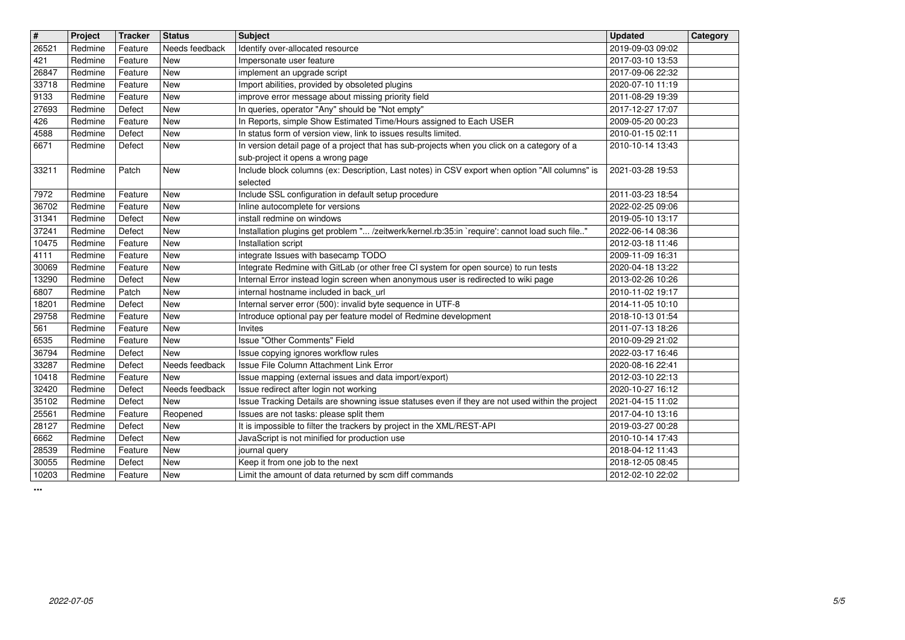| # | Project | Tracker | Status | Subject | Updated | Category |
|---|---|---|---|---|---|---|
| 26521 | Redmine | Feature | Needs feedback | Identify over-allocated resource | 2019-09-03 09:02 | |
| 421 | Redmine | Feature | New | Impersonate user feature | 2017-03-10 13:53 | |
| 26847 | Redmine | Feature | New | implement an upgrade script | 2017-09-06 22:32 | |
| 33718 | Redmine | Feature | New | Import abilities, provided by obsoleted plugins | 2020-07-10 11:19 | |
| 9133 | Redmine | Feature | New | improve error message about missing priority field | 2011-08-29 19:39 | |
| 27693 | Redmine | Defect | New | In queries, operator "Any" should be "Not empty" | 2017-12-27 17:07 | |
| 426 | Redmine | Feature | New | In Reports, simple Show Estimated Time/Hours assigned to Each USER | 2009-05-20 00:23 | |
| 4588 | Redmine | Defect | New | In status form of version view, link to issues results limited. | 2010-01-15 02:11 | |
| 6671 | Redmine | Defect | New | In version detail page of a project that has sub-projects when you click on a category of a sub-project it opens a wrong page | 2010-10-14 13:43 | |
| 33211 | Redmine | Patch | New | Include block columns (ex: Description, Last notes) in CSV export when option "All columns" is selected | 2021-03-28 19:53 | |
| 7972 | Redmine | Feature | New | Include SSL configuration in default setup procedure | 2011-03-23 18:54 | |
| 36702 | Redmine | Feature | New | Inline autocomplete for versions | 2022-02-25 09:06 | |
| 31341 | Redmine | Defect | New | install redmine on windows | 2019-05-10 13:17 | |
| 37241 | Redmine | Defect | New | Installation plugins get problem "... /zeitwerk/kernel.rb:35:in `require': cannot load such file.." | 2022-06-14 08:36 | |
| 10475 | Redmine | Feature | New | Installation script | 2012-03-18 11:46 | |
| 4111 | Redmine | Feature | New | integrate Issues with basecamp TODO | 2009-11-09 16:31 | |
| 30069 | Redmine | Feature | New | Integrate Redmine with GitLab (or other free CI system for open source) to run tests | 2020-04-18 13:22 | |
| 13290 | Redmine | Defect | New | Internal Error instead login screen when anonymous user is redirected to wiki page | 2013-02-26 10:26 | |
| 6807 | Redmine | Patch | New | internal hostname included in back_url | 2010-11-02 19:17 | |
| 18201 | Redmine | Defect | New | Internal server error (500): invalid byte sequence in UTF-8 | 2014-11-05 10:10 | |
| 29758 | Redmine | Feature | New | Introduce optional pay per feature model of Redmine development | 2018-10-13 01:54 | |
| 561 | Redmine | Feature | New | Invites | 2011-07-13 18:26 | |
| 6535 | Redmine | Feature | New | Issue "Other Comments" Field | 2010-09-29 21:02 | |
| 36794 | Redmine | Defect | New | Issue copying ignores workflow rules | 2022-03-17 16:46 | |
| 33287 | Redmine | Defect | Needs feedback | Issue File Column Attachment Link Error | 2020-08-16 22:41 | |
| 10418 | Redmine | Feature | New | Issue mapping (external issues and data import/export) | 2012-03-10 22:13 | |
| 32420 | Redmine | Defect | Needs feedback | Issue redirect after login not working | 2020-10-27 16:12 | |
| 35102 | Redmine | Defect | New | Issue Tracking Details are showning issue statuses even if they are not used within the project | 2021-04-15 11:02 | |
| 25561 | Redmine | Feature | Reopened | Issues are not tasks: please split them | 2017-04-10 13:16 | |
| 28127 | Redmine | Defect | New | It is impossible to filter the trackers by project in the XML/REST-API | 2019-03-27 00:28 | |
| 6662 | Redmine | Defect | New | JavaScript is not minified for production use | 2010-10-14 17:43 | |
| 28539 | Redmine | Feature | New | journal query | 2018-04-12 11:43 | |
| 30055 | Redmine | Defect | New | Keep it from one job to the next | 2018-12-05 08:45 | |
| 10203 | Redmine | Feature | New | Limit the amount of data returned by scm diff commands | 2012-02-10 22:02 | |

...